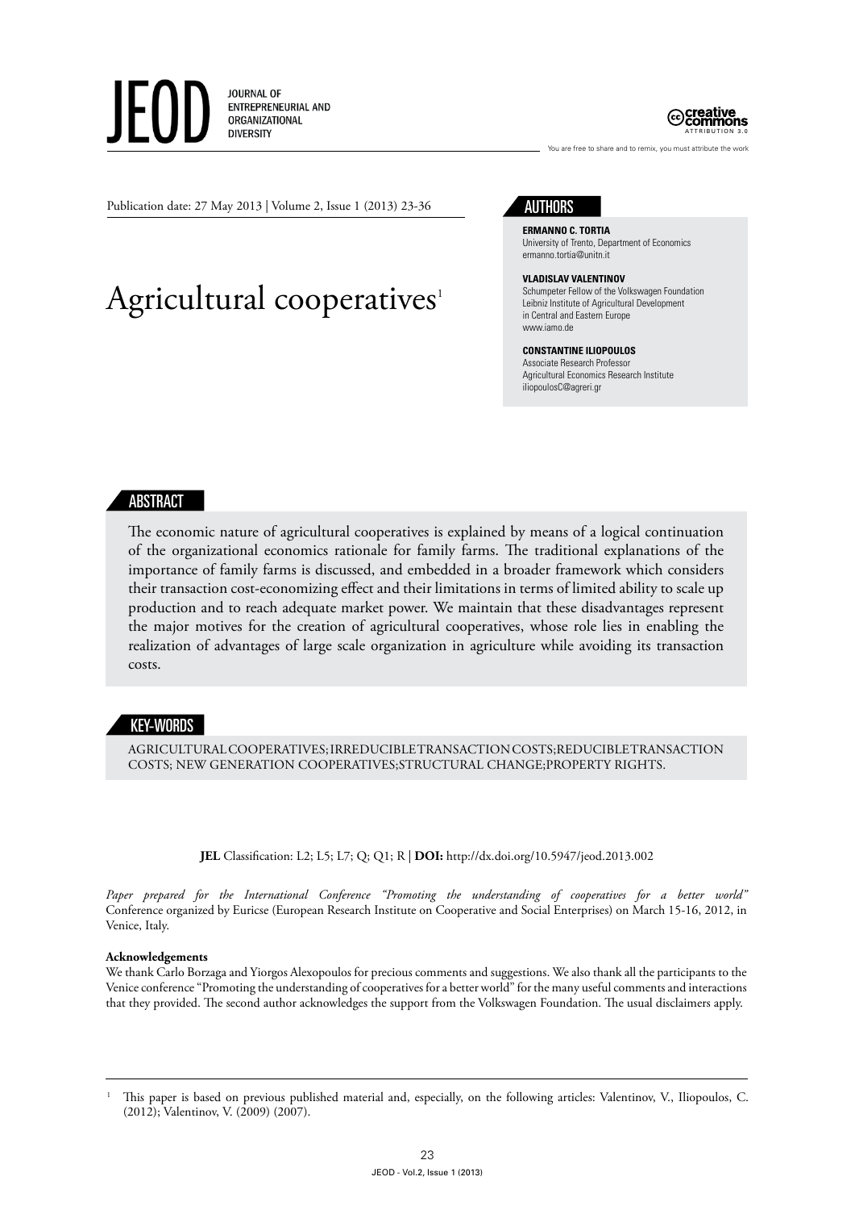JEOD JOURNAL OF ENTREPRENEURIAL AND ORGANIZATIONAL DIVERSITY

creative commons ATTRIBUTION 3.0

You are free to share and to remix, you must attribute the work

Publication date: 27 May 2013 | Volume 2, Issue 1 (2013) 23-36

# Agricultural cooperatives[1]

## AUTHORS

**ERMANNO C. TORTIA**
University of Trento, Department of Economics
ermanno.tortia@unitn.it

**VLADISLAV VALENTINOV**
Schumpeter Fellow of the Volkswagen Foundation
Leibniz Institute of Agricultural Development in Central and Eastern Europe
www.iamo.de

**CONSTANTINE ILIOPOULOS**
Associate Research Professor
Agricultural Economics Research Institute
iliopoulosC@agreri.gr

## ABSTRACT

The economic nature of agricultural cooperatives is explained by means of a logical continuation of the organizational economics rationale for family farms. The traditional explanations of the importance of family farms is discussed, and embedded in a broader framework which considers their transaction cost-economizing effect and their limitations in terms of limited ability to scale up production and to reach adequate market power. We maintain that these disadvantages represent the major motives for the creation of agricultural cooperatives, whose role lies in enabling the realization of advantages of large scale organization in agriculture while avoiding its transaction costs.

## KEY-WORDS

AGRICULTURAL COOPERATIVES; IRREDUCIBLE TRANSACTION COSTS; REDUCIBLE TRANSACTION COSTS; NEW GENERATION COOPERATIVES; STRUCTURAL CHANGE; PROPERTY RIGHTS.

**JEL** Classification: L2; L5; L7; Q; Q1; R | **DOI:** http://dx.doi.org/10.5947/jeod.2013.002

*Paper prepared for the International Conference "Promoting the understanding of cooperatives for a better world"* Conference organized by Euricse (European Research Institute on Cooperative and Social Enterprises) on March 15-16, 2012, in Venice, Italy.

**Acknowledgements**
We thank Carlo Borzaga and Yiorgos Alexopoulos for precious comments and suggestions. We also thank all the participants to the Venice conference "Promoting the understanding of cooperatives for a better world" for the many useful comments and interactions that they provided. The second author acknowledges the support from the Volkswagen Foundation. The usual disclaimers apply.

[1] This paper is based on previous published material and, especially, on the following articles: Valentinov, V., Iliopoulos, C. (2012); Valentinov, V. (2009) (2007).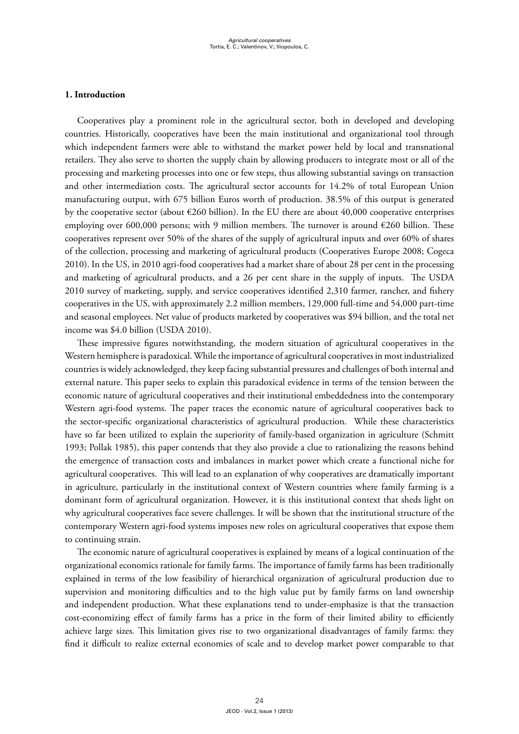## 1. Introduction

Cooperatives play a prominent role in the agricultural sector, both in developed and developing countries. Historically, cooperatives have been the main institutional and organizational tool through which independent farmers were able to withstand the market power held by local and transnational retailers. They also serve to shorten the supply chain by allowing producers to integrate most or all of the processing and marketing processes into one or few steps, thus allowing substantial savings on transaction and other intermediation costs. The agricultural sector accounts for 14.2% of total European Union manufacturing output, with 675 billion Euros worth of production. 38.5% of this output is generated by the cooperative sector (about €260 billion). In the EU there are about 40,000 cooperative enterprises employing over 600,000 persons; with 9 million members. The turnover is around €260 billion. These cooperatives represent over 50% of the shares of the supply of agricultural inputs and over 60% of shares of the collection, processing and marketing of agricultural products (Cooperatives Europe 2008; Cogeca 2010). In the US, in 2010 agri-food cooperatives had a market share of about 28 per cent in the processing and marketing of agricultural products, and a 26 per cent share in the supply of inputs. The USDA 2010 survey of marketing, supply, and service cooperatives identified 2,310 farmer, rancher, and fishery cooperatives in the US, with approximately 2.2 million members, 129,000 full-time and 54,000 part-time and seasonal employees. Net value of products marketed by cooperatives was $94 billion, and the total net income was $4.0 billion (USDA 2010).

These impressive figures notwithstanding, the modern situation of agricultural cooperatives in the Western hemisphere is paradoxical. While the importance of agricultural cooperatives in most industrialized countries is widely acknowledged, they keep facing substantial pressures and challenges of both internal and external nature. This paper seeks to explain this paradoxical evidence in terms of the tension between the economic nature of agricultural cooperatives and their institutional embeddedness into the contemporary Western agri-food systems. The paper traces the economic nature of agricultural cooperatives back to the sector-specific organizational characteristics of agricultural production. While these characteristics have so far been utilized to explain the superiority of family-based organization in agriculture (Schmitt 1993; Pollak 1985), this paper contends that they also provide a clue to rationalizing the reasons behind the emergence of transaction costs and imbalances in market power which create a functional niche for agricultural cooperatives. This will lead to an explanation of why cooperatives are dramatically important in agriculture, particularly in the institutional context of Western countries where family farming is a dominant form of agricultural organization. However, it is this institutional context that sheds light on why agricultural cooperatives face severe challenges. It will be shown that the institutional structure of the contemporary Western agri-food systems imposes new roles on agricultural cooperatives that expose them to continuing strain.

The economic nature of agricultural cooperatives is explained by means of a logical continuation of the organizational economics rationale for family farms. The importance of family farms has been traditionally explained in terms of the low feasibility of hierarchical organization of agricultural production due to supervision and monitoring difficulties and to the high value put by family farms on land ownership and independent production. What these explanations tend to under-emphasize is that the transaction cost-economizing effect of family farms has a price in the form of their limited ability to efficiently achieve large sizes. This limitation gives rise to two organizational disadvantages of family farms: they find it difficult to realize external economies of scale and to develop market power comparable to that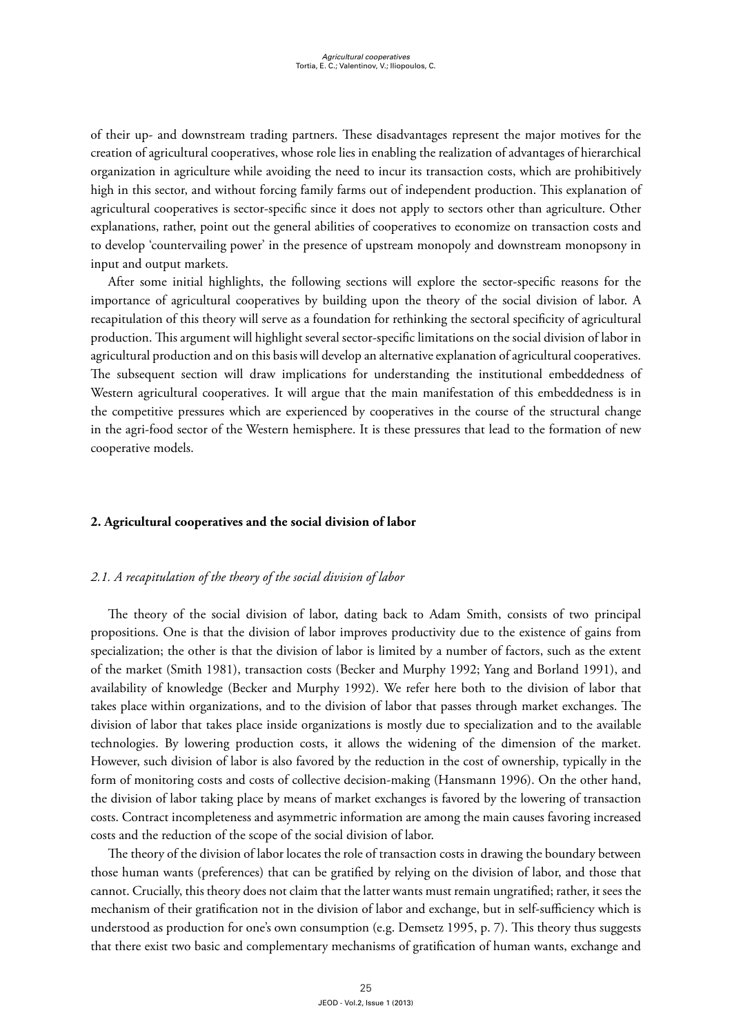of their up- and downstream trading partners. These disadvantages represent the major motives for the creation of agricultural cooperatives, whose role lies in enabling the realization of advantages of hierarchical organization in agriculture while avoiding the need to incur its transaction costs, which are prohibitively high in this sector, and without forcing family farms out of independent production. This explanation of agricultural cooperatives is sector-specific since it does not apply to sectors other than agriculture. Other explanations, rather, point out the general abilities of cooperatives to economize on transaction costs and to develop 'countervailing power' in the presence of upstream monopoly and downstream monopsony in input and output markets.

After some initial highlights, the following sections will explore the sector-specific reasons for the importance of agricultural cooperatives by building upon the theory of the social division of labor. A recapitulation of this theory will serve as a foundation for rethinking the sectoral specificity of agricultural production. This argument will highlight several sector-specific limitations on the social division of labor in agricultural production and on this basis will develop an alternative explanation of agricultural cooperatives. The subsequent section will draw implications for understanding the institutional embeddedness of Western agricultural cooperatives. It will argue that the main manifestation of this embeddedness is in the competitive pressures which are experienced by cooperatives in the course of the structural change in the agri-food sector of the Western hemisphere. It is these pressures that lead to the formation of new cooperative models.

## 2. Agricultural cooperatives and the social division of labor

### *2.1. A recapitulation of the theory of the social division of labor*

The theory of the social division of labor, dating back to Adam Smith, consists of two principal propositions. One is that the division of labor improves productivity due to the existence of gains from specialization; the other is that the division of labor is limited by a number of factors, such as the extent of the market (Smith 1981), transaction costs (Becker and Murphy 1992; Yang and Borland 1991), and availability of knowledge (Becker and Murphy 1992). We refer here both to the division of labor that takes place within organizations, and to the division of labor that passes through market exchanges. The division of labor that takes place inside organizations is mostly due to specialization and to the available technologies. By lowering production costs, it allows the widening of the dimension of the market. However, such division of labor is also favored by the reduction in the cost of ownership, typically in the form of monitoring costs and costs of collective decision-making (Hansmann 1996). On the other hand, the division of labor taking place by means of market exchanges is favored by the lowering of transaction costs. Contract incompleteness and asymmetric information are among the main causes favoring increased costs and the reduction of the scope of the social division of labor.

The theory of the division of labor locates the role of transaction costs in drawing the boundary between those human wants (preferences) that can be gratified by relying on the division of labor, and those that cannot. Crucially, this theory does not claim that the latter wants must remain ungratified; rather, it sees the mechanism of their gratification not in the division of labor and exchange, but in self-sufficiency which is understood as production for one's own consumption (e.g. Demsetz 1995, p. 7). This theory thus suggests that there exist two basic and complementary mechanisms of gratification of human wants, exchange and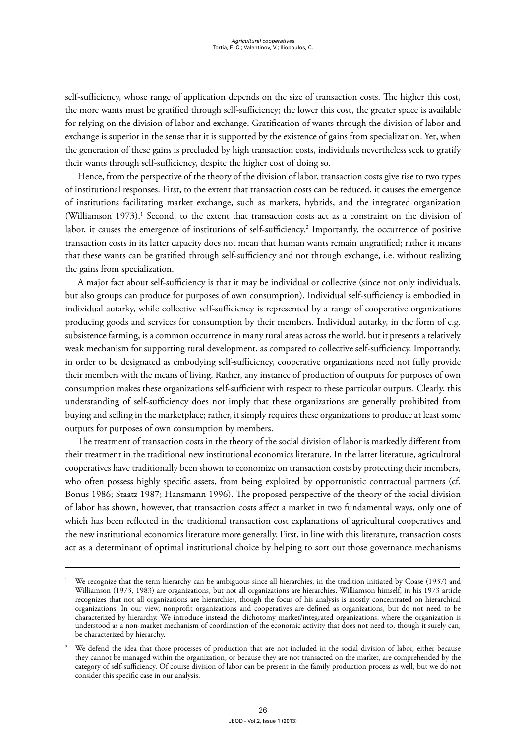self-sufficiency, whose range of application depends on the size of transaction costs. The higher this cost, the more wants must be gratified through self-sufficiency; the lower this cost, the greater space is available for relying on the division of labor and exchange. Gratification of wants through the division of labor and exchange is superior in the sense that it is supported by the existence of gains from specialization. Yet, when the generation of these gains is precluded by high transaction costs, individuals nevertheless seek to gratify their wants through self-sufficiency, despite the higher cost of doing so.

Hence, from the perspective of the theory of the division of labor, transaction costs give rise to two types of institutional responses. First, to the extent that transaction costs can be reduced, it causes the emergence of institutions facilitating market exchange, such as markets, hybrids, and the integrated organization (Williamson 1973).[1] Second, to the extent that transaction costs act as a constraint on the division of labor, it causes the emergence of institutions of self-sufficiency.[2] Importantly, the occurrence of positive transaction costs in its latter capacity does not mean that human wants remain ungratified; rather it means that these wants can be gratified through self-sufficiency and not through exchange, i.e. without realizing the gains from specialization.

A major fact about self-sufficiency is that it may be individual or collective (since not only individuals, but also groups can produce for purposes of own consumption). Individual self-sufficiency is embodied in individual autarky, while collective self-sufficiency is represented by a range of cooperative organizations producing goods and services for consumption by their members. Individual autarky, in the form of e.g. subsistence farming, is a common occurrence in many rural areas across the world, but it presents a relatively weak mechanism for supporting rural development, as compared to collective self-sufficiency. Importantly, in order to be designated as embodying self-sufficiency, cooperative organizations need not fully provide their members with the means of living. Rather, any instance of production of outputs for purposes of own consumption makes these organizations self-sufficient with respect to these particular outputs. Clearly, this understanding of self-sufficiency does not imply that these organizations are generally prohibited from buying and selling in the marketplace; rather, it simply requires these organizations to produce at least some outputs for purposes of own consumption by members.

The treatment of transaction costs in the theory of the social division of labor is markedly different from their treatment in the traditional new institutional economics literature. In the latter literature, agricultural cooperatives have traditionally been shown to economize on transaction costs by protecting their members, who often possess highly specific assets, from being exploited by opportunistic contractual partners (cf. Bonus 1986; Staatz 1987; Hansmann 1996). The proposed perspective of the theory of the social division of labor has shown, however, that transaction costs affect a market in two fundamental ways, only one of which has been reflected in the traditional transaction cost explanations of agricultural cooperatives and the new institutional economics literature more generally. First, in line with this literature, transaction costs act as a determinant of optimal institutional choice by helping to sort out those governance mechanisms

---

[1] We recognize that the term hierarchy can be ambiguous since all hierarchies, in the tradition initiated by Coase (1937) and Williamson (1973, 1983) are organizations, but not all organizations are hierarchies. Williamson himself, in his 1973 article recognizes that not all organizations are hierarchies, though the focus of his analysis is mostly concentrated on hierarchical organizations. In our view, nonprofit organizations and cooperatives are defined as organizations, but do not need to be characterized by hierarchy. We introduce instead the dichotomy market/integrated organizations, where the organization is understood as a non-market mechanism of coordination of the economic activity that does not need to, though it surely can, be characterized by hierarchy.

[2] We defend the idea that those processes of production that are not included in the social division of labor, either because they cannot be managed within the organization, or because they are not transacted on the market, are comprehended by the category of self-sufficiency. Of course division of labor can be present in the family production process as well, but we do not consider this specific case in our analysis.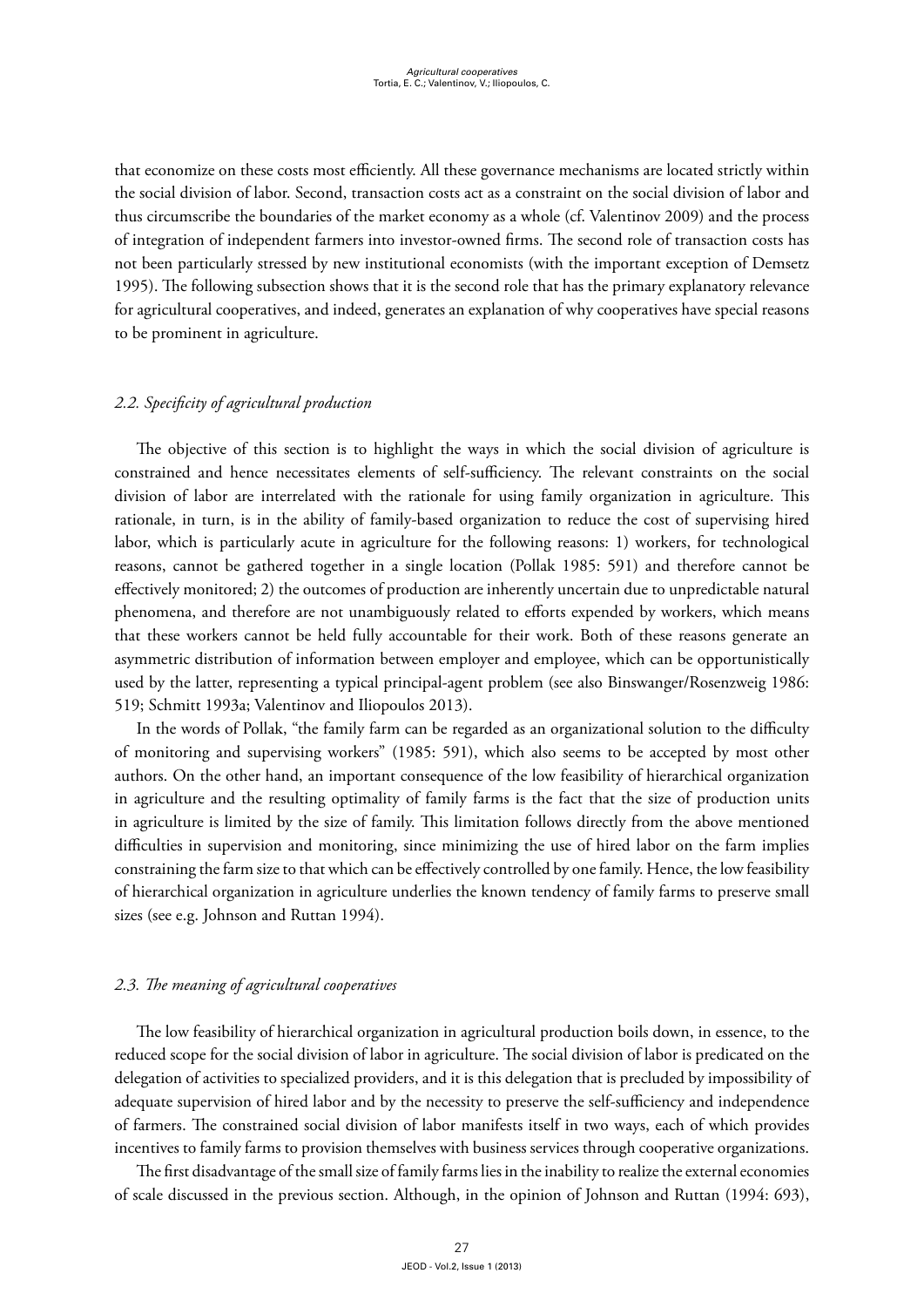that economize on these costs most efficiently. All these governance mechanisms are located strictly within the social division of labor. Second, transaction costs act as a constraint on the social division of labor and thus circumscribe the boundaries of the market economy as a whole (cf. Valentinov 2009) and the process of integration of independent farmers into investor-owned firms. The second role of transaction costs has not been particularly stressed by new institutional economists (with the important exception of Demsetz 1995). The following subsection shows that it is the second role that has the primary explanatory relevance for agricultural cooperatives, and indeed, generates an explanation of why cooperatives have special reasons to be prominent in agriculture.

### *2.2. Specificity of agricultural production*

The objective of this section is to highlight the ways in which the social division of agriculture is constrained and hence necessitates elements of self-sufficiency. The relevant constraints on the social division of labor are interrelated with the rationale for using family organization in agriculture. This rationale, in turn, is in the ability of family-based organization to reduce the cost of supervising hired labor, which is particularly acute in agriculture for the following reasons: 1) workers, for technological reasons, cannot be gathered together in a single location (Pollak 1985: 591) and therefore cannot be effectively monitored; 2) the outcomes of production are inherently uncertain due to unpredictable natural phenomena, and therefore are not unambiguously related to efforts expended by workers, which means that these workers cannot be held fully accountable for their work. Both of these reasons generate an asymmetric distribution of information between employer and employee, which can be opportunistically used by the latter, representing a typical principal-agent problem (see also Binswanger/Rosenzweig 1986: 519; Schmitt 1993a; Valentinov and Iliopoulos 2013).

In the words of Pollak, "the family farm can be regarded as an organizational solution to the difficulty of monitoring and supervising workers" (1985: 591), which also seems to be accepted by most other authors. On the other hand, an important consequence of the low feasibility of hierarchical organization in agriculture and the resulting optimality of family farms is the fact that the size of production units in agriculture is limited by the size of family. This limitation follows directly from the above mentioned difficulties in supervision and monitoring, since minimizing the use of hired labor on the farm implies constraining the farm size to that which can be effectively controlled by one family. Hence, the low feasibility of hierarchical organization in agriculture underlies the known tendency of family farms to preserve small sizes (see e.g. Johnson and Ruttan 1994).

### *2.3. The meaning of agricultural cooperatives*

The low feasibility of hierarchical organization in agricultural production boils down, in essence, to the reduced scope for the social division of labor in agriculture. The social division of labor is predicated on the delegation of activities to specialized providers, and it is this delegation that is precluded by impossibility of adequate supervision of hired labor and by the necessity to preserve the self-sufficiency and independence of farmers. The constrained social division of labor manifests itself in two ways, each of which provides incentives to family farms to provision themselves with business services through cooperative organizations.

The first disadvantage of the small size of family farms lies in the inability to realize the external economies of scale discussed in the previous section. Although, in the opinion of Johnson and Ruttan (1994: 693),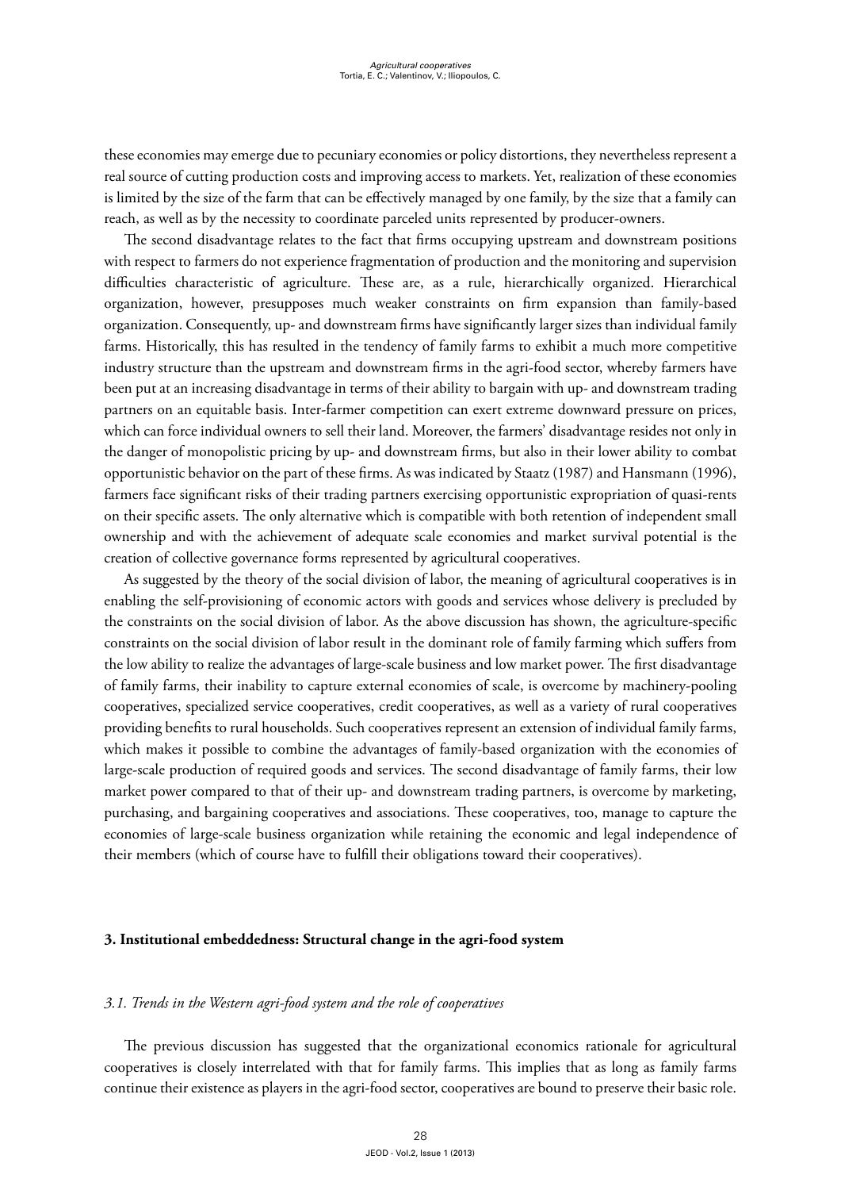these economies may emerge due to pecuniary economies or policy distortions, they nevertheless represent a real source of cutting production costs and improving access to markets. Yet, realization of these economies is limited by the size of the farm that can be effectively managed by one family, by the size that a family can reach, as well as by the necessity to coordinate parceled units represented by producer-owners.

The second disadvantage relates to the fact that firms occupying upstream and downstream positions with respect to farmers do not experience fragmentation of production and the monitoring and supervision difficulties characteristic of agriculture. These are, as a rule, hierarchically organized. Hierarchical organization, however, presupposes much weaker constraints on firm expansion than family-based organization. Consequently, up- and downstream firms have significantly larger sizes than individual family farms. Historically, this has resulted in the tendency of family farms to exhibit a much more competitive industry structure than the upstream and downstream firms in the agri-food sector, whereby farmers have been put at an increasing disadvantage in terms of their ability to bargain with up- and downstream trading partners on an equitable basis. Inter-farmer competition can exert extreme downward pressure on prices, which can force individual owners to sell their land. Moreover, the farmers' disadvantage resides not only in the danger of monopolistic pricing by up- and downstream firms, but also in their lower ability to combat opportunistic behavior on the part of these firms. As was indicated by Staatz (1987) and Hansmann (1996), farmers face significant risks of their trading partners exercising opportunistic expropriation of quasi-rents on their specific assets. The only alternative which is compatible with both retention of independent small ownership and with the achievement of adequate scale economies and market survival potential is the creation of collective governance forms represented by agricultural cooperatives.

As suggested by the theory of the social division of labor, the meaning of agricultural cooperatives is in enabling the self-provisioning of economic actors with goods and services whose delivery is precluded by the constraints on the social division of labor. As the above discussion has shown, the agriculture-specific constraints on the social division of labor result in the dominant role of family farming which suffers from the low ability to realize the advantages of large-scale business and low market power. The first disadvantage of family farms, their inability to capture external economies of scale, is overcome by machinery-pooling cooperatives, specialized service cooperatives, credit cooperatives, as well as a variety of rural cooperatives providing benefits to rural households. Such cooperatives represent an extension of individual family farms, which makes it possible to combine the advantages of family-based organization with the economies of large-scale production of required goods and services. The second disadvantage of family farms, their low market power compared to that of their up- and downstream trading partners, is overcome by marketing, purchasing, and bargaining cooperatives and associations. These cooperatives, too, manage to capture the economies of large-scale business organization while retaining the economic and legal independence of their members (which of course have to fulfill their obligations toward their cooperatives).

## 3. Institutional embeddedness: Structural change in the agri-food system

### *3.1. Trends in the Western agri-food system and the role of cooperatives*

The previous discussion has suggested that the organizational economics rationale for agricultural cooperatives is closely interrelated with that for family farms. This implies that as long as family farms continue their existence as players in the agri-food sector, cooperatives are bound to preserve their basic role.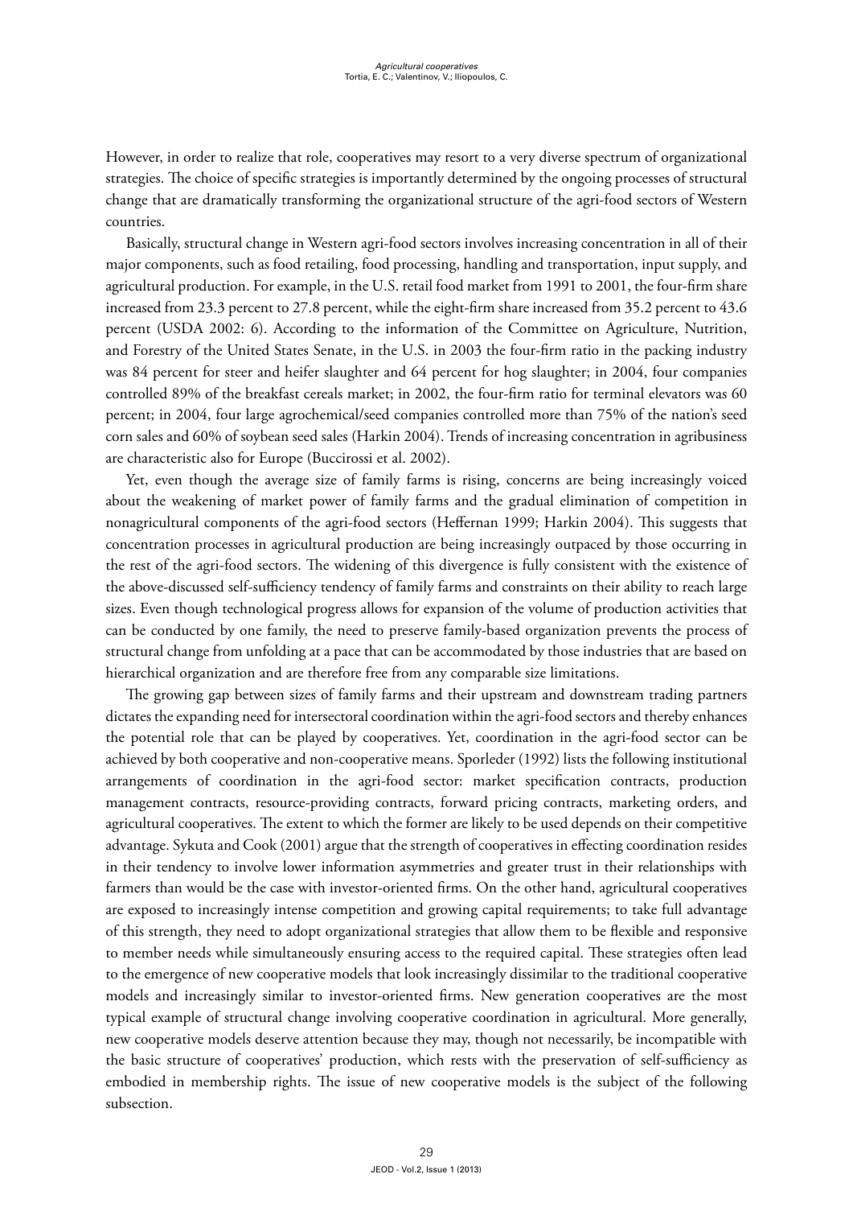However, in order to realize that role, cooperatives may resort to a very diverse spectrum of organizational strategies. The choice of specific strategies is importantly determined by the ongoing processes of structural change that are dramatically transforming the organizational structure of the agri-food sectors of Western countries.

Basically, structural change in Western agri-food sectors involves increasing concentration in all of their major components, such as food retailing, food processing, handling and transportation, input supply, and agricultural production. For example, in the U.S. retail food market from 1991 to 2001, the four-firm share increased from 23.3 percent to 27.8 percent, while the eight-firm share increased from 35.2 percent to 43.6 percent (USDA 2002: 6). According to the information of the Committee on Agriculture, Nutrition, and Forestry of the United States Senate, in the U.S. in 2003 the four-firm ratio in the packing industry was 84 percent for steer and heifer slaughter and 64 percent for hog slaughter; in 2004, four companies controlled 89% of the breakfast cereals market; in 2002, the four-firm ratio for terminal elevators was 60 percent; in 2004, four large agrochemical/seed companies controlled more than 75% of the nation's seed corn sales and 60% of soybean seed sales (Harkin 2004). Trends of increasing concentration in agribusiness are characteristic also for Europe (Buccirossi et al. 2002).

Yet, even though the average size of family farms is rising, concerns are being increasingly voiced about the weakening of market power of family farms and the gradual elimination of competition in nonagricultural components of the agri-food sectors (Heffernan 1999; Harkin 2004). This suggests that concentration processes in agricultural production are being increasingly outpaced by those occurring in the rest of the agri-food sectors. The widening of this divergence is fully consistent with the existence of the above-discussed self-sufficiency tendency of family farms and constraints on their ability to reach large sizes. Even though technological progress allows for expansion of the volume of production activities that can be conducted by one family, the need to preserve family-based organization prevents the process of structural change from unfolding at a pace that can be accommodated by those industries that are based on hierarchical organization and are therefore free from any comparable size limitations.

The growing gap between sizes of family farms and their upstream and downstream trading partners dictates the expanding need for intersectoral coordination within the agri-food sectors and thereby enhances the potential role that can be played by cooperatives. Yet, coordination in the agri-food sector can be achieved by both cooperative and non-cooperative means. Sporleder (1992) lists the following institutional arrangements of coordination in the agri-food sector: market specification contracts, production management contracts, resource-providing contracts, forward pricing contracts, marketing orders, and agricultural cooperatives. The extent to which the former are likely to be used depends on their competitive advantage. Sykuta and Cook (2001) argue that the strength of cooperatives in effecting coordination resides in their tendency to involve lower information asymmetries and greater trust in their relationships with farmers than would be the case with investor-oriented firms. On the other hand, agricultural cooperatives are exposed to increasingly intense competition and growing capital requirements; to take full advantage of this strength, they need to adopt organizational strategies that allow them to be flexible and responsive to member needs while simultaneously ensuring access to the required capital. These strategies often lead to the emergence of new cooperative models that look increasingly dissimilar to the traditional cooperative models and increasingly similar to investor-oriented firms. New generation cooperatives are the most typical example of structural change involving cooperative coordination in agricultural. More generally, new cooperative models deserve attention because they may, though not necessarily, be incompatible with the basic structure of cooperatives' production, which rests with the preservation of self-sufficiency as embodied in membership rights. The issue of new cooperative models is the subject of the following subsection.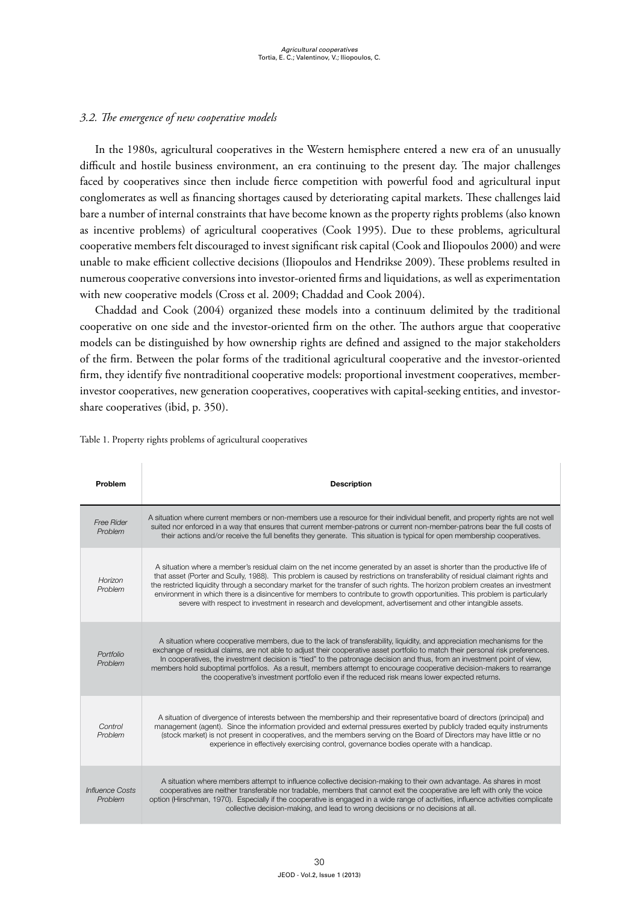### *3.2. The emergence of new cooperative models*

In the 1980s, agricultural cooperatives in the Western hemisphere entered a new era of an unusually difficult and hostile business environment, an era continuing to the present day. The major challenges faced by cooperatives since then include fierce competition with powerful food and agricultural input conglomerates as well as financing shortages caused by deteriorating capital markets. These challenges laid bare a number of internal constraints that have become known as the property rights problems (also known as incentive problems) of agricultural cooperatives (Cook 1995). Due to these problems, agricultural cooperative members felt discouraged to invest significant risk capital (Cook and Iliopoulos 2000) and were unable to make efficient collective decisions (Iliopoulos and Hendrikse 2009). These problems resulted in numerous cooperative conversions into investor-oriented firms and liquidations, as well as experimentation with new cooperative models (Cross et al. 2009; Chaddad and Cook 2004).

Chaddad and Cook (2004) organized these models into a continuum delimited by the traditional cooperative on one side and the investor-oriented firm on the other. The authors argue that cooperative models can be distinguished by how ownership rights are defined and assigned to the major stakeholders of the firm. Between the polar forms of the traditional agricultural cooperative and the investor-oriented firm, they identify five nontraditional cooperative models: proportional investment cooperatives, member-investor cooperatives, new generation cooperatives, cooperatives with capital-seeking entities, and investor-share cooperatives (ibid, p. 350).

Table 1. Property rights problems of agricultural cooperatives

| Problem | Description |
|---|---|
| *Free Rider Problem* | A situation where current members or non-members use a resource for their individual benefit, and property rights are not well suited nor enforced in a way that ensures that current member-patrons or current non-member-patrons bear the full costs of their actions and/or receive the full benefits they generate. This situation is typical for open membership cooperatives. |
| *Horizon Problem* | A situation where a member's residual claim on the net income generated by an asset is shorter than the productive life of that asset (Porter and Scully, 1988). This problem is caused by restrictions on transferability of residual claimant rights and the restricted liquidity through a secondary market for the transfer of such rights. The horizon problem creates an investment environment in which there is a disincentive for members to contribute to growth opportunities. This problem is particularly severe with respect to investment in research and development, advertisement and other intangible assets. |
| *Portfolio Problem* | A situation where cooperative members, due to the lack of transferability, liquidity, and appreciation mechanisms for the exchange of residual claims, are not able to adjust their cooperative asset portfolio to match their personal risk preferences. In cooperatives, the investment decision is "tied" to the patronage decision and thus, from an investment point of view, members hold suboptimal portfolios. As a result, members attempt to encourage cooperative decision-makers to rearrange the cooperative's investment portfolio even if the reduced risk means lower expected returns. |
| *Control Problem* | A situation of divergence of interests between the membership and their representative board of directors (principal) and management (agent). Since the information provided and external pressures exerted by publicly traded equity instruments (stock market) is not present in cooperatives, and the members serving on the Board of Directors may have little or no experience in effectively exercising control, governance bodies operate with a handicap. |
| *Influence Costs Problem* | A situation where members attempt to influence collective decision-making to their own advantage. As shares in most cooperatives are neither transferable nor tradable, members that cannot exit the cooperative are left with only the voice option (Hirschman, 1970). Especially if the cooperative is engaged in a wide range of activities, influence activities complicate collective decision-making, and lead to wrong decisions or no decisions at all. |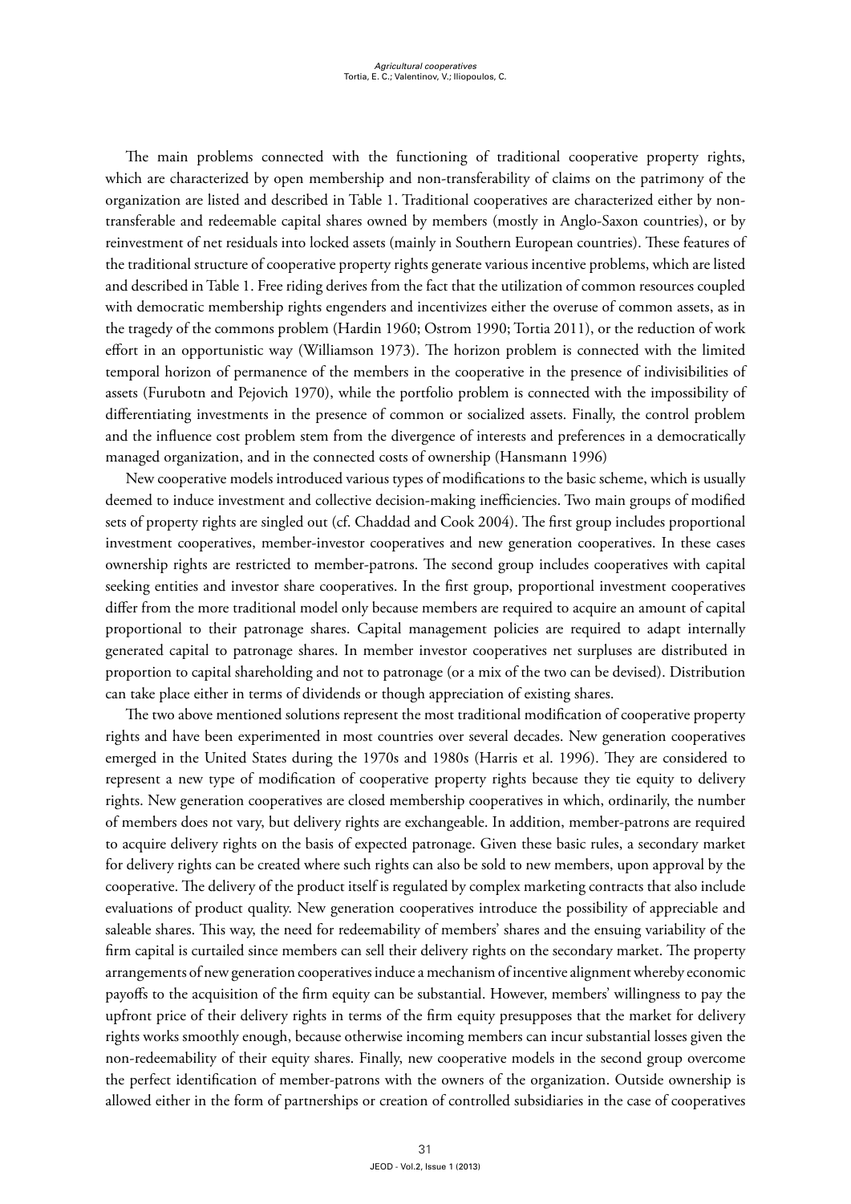The main problems connected with the functioning of traditional cooperative property rights, which are characterized by open membership and non-transferability of claims on the patrimony of the organization are listed and described in Table 1. Traditional cooperatives are characterized either by non-transferable and redeemable capital shares owned by members (mostly in Anglo-Saxon countries), or by reinvestment of net residuals into locked assets (mainly in Southern European countries). These features of the traditional structure of cooperative property rights generate various incentive problems, which are listed and described in Table 1. Free riding derives from the fact that the utilization of common resources coupled with democratic membership rights engenders and incentivizes either the overuse of common assets, as in the tragedy of the commons problem (Hardin 1960; Ostrom 1990; Tortia 2011), or the reduction of work effort in an opportunistic way (Williamson 1973). The horizon problem is connected with the limited temporal horizon of permanence of the members in the cooperative in the presence of indivisibilities of assets (Furubotn and Pejovich 1970), while the portfolio problem is connected with the impossibility of differentiating investments in the presence of common or socialized assets. Finally, the control problem and the influence cost problem stem from the divergence of interests and preferences in a democratically managed organization, and in the connected costs of ownership (Hansmann 1996)

New cooperative models introduced various types of modifications to the basic scheme, which is usually deemed to induce investment and collective decision-making inefficiencies. Two main groups of modified sets of property rights are singled out (cf. Chaddad and Cook 2004). The first group includes proportional investment cooperatives, member-investor cooperatives and new generation cooperatives. In these cases ownership rights are restricted to member-patrons. The second group includes cooperatives with capital seeking entities and investor share cooperatives. In the first group, proportional investment cooperatives differ from the more traditional model only because members are required to acquire an amount of capital proportional to their patronage shares. Capital management policies are required to adapt internally generated capital to patronage shares. In member investor cooperatives net surpluses are distributed in proportion to capital shareholding and not to patronage (or a mix of the two can be devised). Distribution can take place either in terms of dividends or though appreciation of existing shares.

The two above mentioned solutions represent the most traditional modification of cooperative property rights and have been experimented in most countries over several decades. New generation cooperatives emerged in the United States during the 1970s and 1980s (Harris et al. 1996). They are considered to represent a new type of modification of cooperative property rights because they tie equity to delivery rights. New generation cooperatives are closed membership cooperatives in which, ordinarily, the number of members does not vary, but delivery rights are exchangeable. In addition, member-patrons are required to acquire delivery rights on the basis of expected patronage. Given these basic rules, a secondary market for delivery rights can be created where such rights can also be sold to new members, upon approval by the cooperative. The delivery of the product itself is regulated by complex marketing contracts that also include evaluations of product quality. New generation cooperatives introduce the possibility of appreciable and saleable shares. This way, the need for redeemability of members' shares and the ensuing variability of the firm capital is curtailed since members can sell their delivery rights on the secondary market. The property arrangements of new generation cooperatives induce a mechanism of incentive alignment whereby economic payoffs to the acquisition of the firm equity can be substantial. However, members' willingness to pay the upfront price of their delivery rights in terms of the firm equity presupposes that the market for delivery rights works smoothly enough, because otherwise incoming members can incur substantial losses given the non-redeemability of their equity shares. Finally, new cooperative models in the second group overcome the perfect identification of member-patrons with the owners of the organization. Outside ownership is allowed either in the form of partnerships or creation of controlled subsidiaries in the case of cooperatives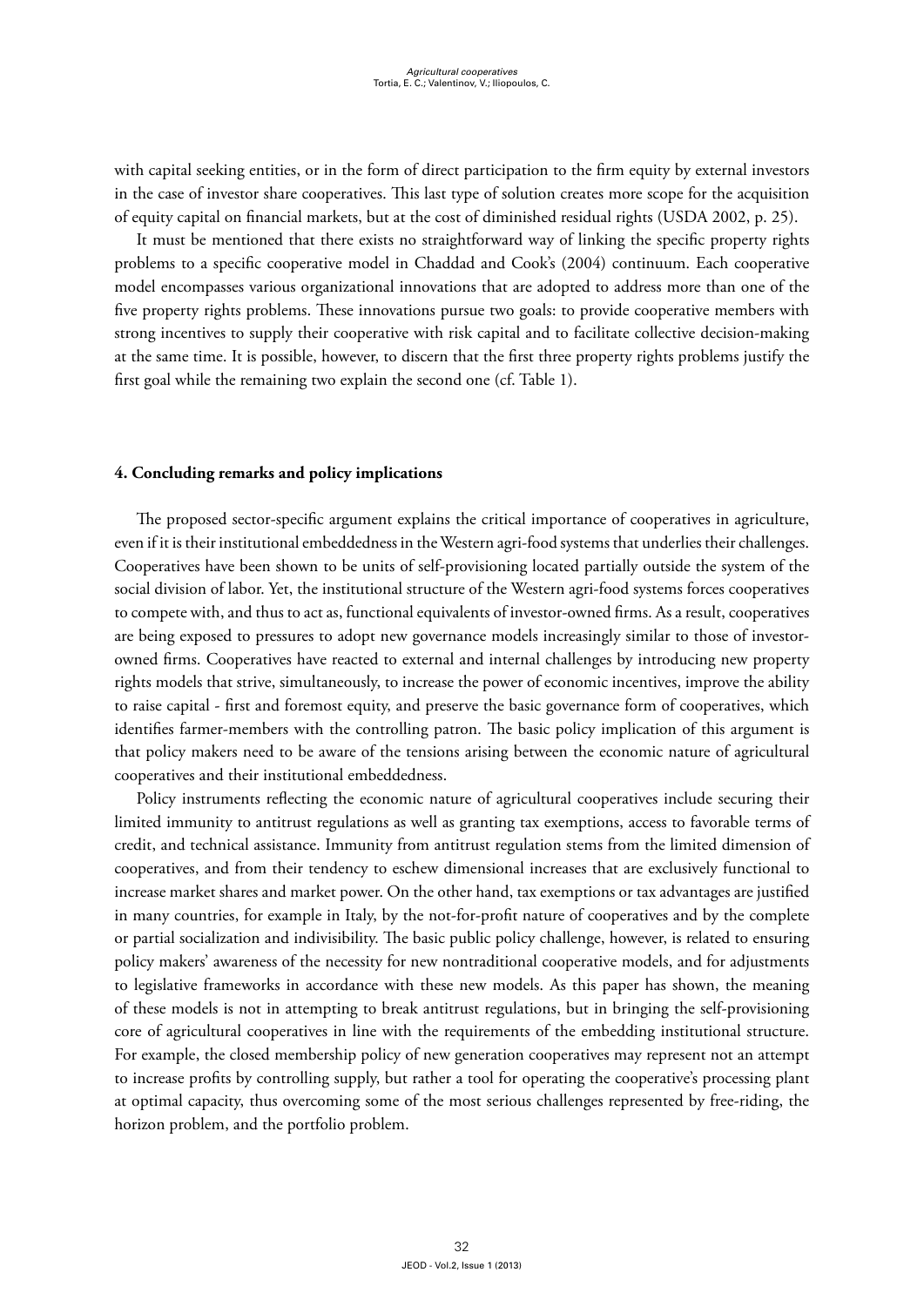with capital seeking entities, or in the form of direct participation to the firm equity by external investors in the case of investor share cooperatives. This last type of solution creates more scope for the acquisition of equity capital on financial markets, but at the cost of diminished residual rights (USDA 2002, p. 25).

It must be mentioned that there exists no straightforward way of linking the specific property rights problems to a specific cooperative model in Chaddad and Cook's (2004) continuum. Each cooperative model encompasses various organizational innovations that are adopted to address more than one of the five property rights problems. These innovations pursue two goals: to provide cooperative members with strong incentives to supply their cooperative with risk capital and to facilitate collective decision-making at the same time. It is possible, however, to discern that the first three property rights problems justify the first goal while the remaining two explain the second one (cf. Table 1).

## 4. Concluding remarks and policy implications

The proposed sector-specific argument explains the critical importance of cooperatives in agriculture, even if it is their institutional embeddedness in the Western agri-food systems that underlies their challenges. Cooperatives have been shown to be units of self-provisioning located partially outside the system of the social division of labor. Yet, the institutional structure of the Western agri-food systems forces cooperatives to compete with, and thus to act as, functional equivalents of investor-owned firms. As a result, cooperatives are being exposed to pressures to adopt new governance models increasingly similar to those of investor-owned firms. Cooperatives have reacted to external and internal challenges by introducing new property rights models that strive, simultaneously, to increase the power of economic incentives, improve the ability to raise capital - first and foremost equity, and preserve the basic governance form of cooperatives, which identifies farmer-members with the controlling patron. The basic policy implication of this argument is that policy makers need to be aware of the tensions arising between the economic nature of agricultural cooperatives and their institutional embeddedness.

Policy instruments reflecting the economic nature of agricultural cooperatives include securing their limited immunity to antitrust regulations as well as granting tax exemptions, access to favorable terms of credit, and technical assistance. Immunity from antitrust regulation stems from the limited dimension of cooperatives, and from their tendency to eschew dimensional increases that are exclusively functional to increase market shares and market power. On the other hand, tax exemptions or tax advantages are justified in many countries, for example in Italy, by the not-for-profit nature of cooperatives and by the complete or partial socialization and indivisibility. The basic public policy challenge, however, is related to ensuring policy makers' awareness of the necessity for new nontraditional cooperative models, and for adjustments to legislative frameworks in accordance with these new models. As this paper has shown, the meaning of these models is not in attempting to break antitrust regulations, but in bringing the self-provisioning core of agricultural cooperatives in line with the requirements of the embedding institutional structure. For example, the closed membership policy of new generation cooperatives may represent not an attempt to increase profits by controlling supply, but rather a tool for operating the cooperative's processing plant at optimal capacity, thus overcoming some of the most serious challenges represented by free-riding, the horizon problem, and the portfolio problem.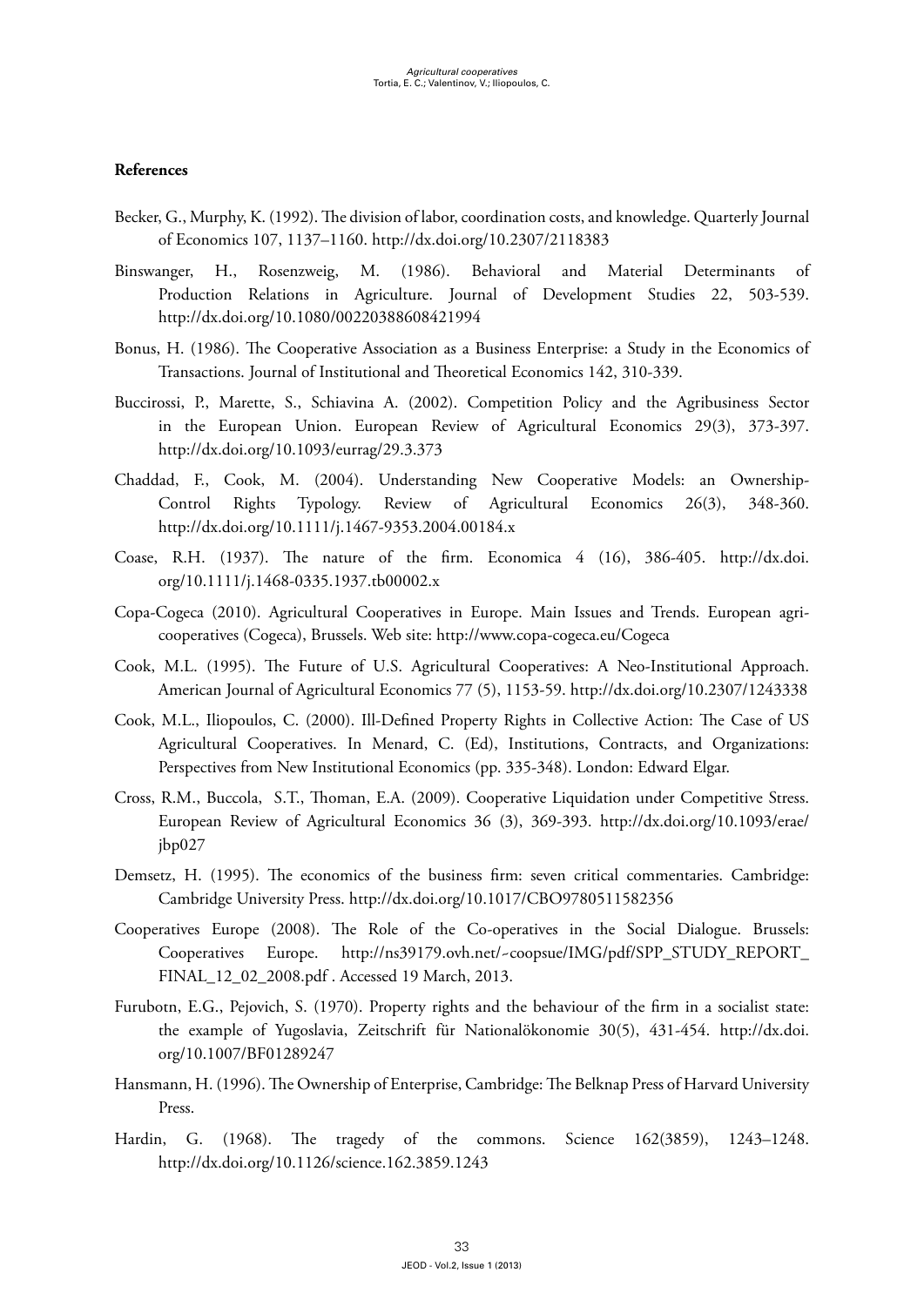**References**

Becker, G., Murphy, K. (1992). The division of labor, coordination costs, and knowledge. Quarterly Journal of Economics 107, 1137–1160. http://dx.doi.org/10.2307/2118383

Binswanger, H., Rosenzweig, M. (1986). Behavioral and Material Determinants of Production Relations in Agriculture. Journal of Development Studies 22, 503-539. http://dx.doi.org/10.1080/00220388608421994

Bonus, H. (1986). The Cooperative Association as a Business Enterprise: a Study in the Economics of Transactions. Journal of Institutional and Theoretical Economics 142, 310-339.

Buccirossi, P., Marette, S., Schiavina A. (2002). Competition Policy and the Agribusiness Sector in the European Union. European Review of Agricultural Economics 29(3), 373-397. http://dx.doi.org/10.1093/eurrag/29.3.373

Chaddad, F., Cook, M. (2004). Understanding New Cooperative Models: an Ownership-Control Rights Typology. Review of Agricultural Economics 26(3), 348-360. http://dx.doi.org/10.1111/j.1467-9353.2004.00184.x

Coase, R.H. (1937). The nature of the firm. Economica 4 (16), 386-405. http://dx.doi.org/10.1111/j.1468-0335.1937.tb00002.x

Copa-Cogeca (2010). Agricultural Cooperatives in Europe. Main Issues and Trends. European agri-cooperatives (Cogeca), Brussels. Web site: http://www.copa-cogeca.eu/Cogeca

Cook, M.L. (1995). The Future of U.S. Agricultural Cooperatives: A Neo-Institutional Approach. American Journal of Agricultural Economics 77 (5), 1153-59. http://dx.doi.org/10.2307/1243338

Cook, M.L., Iliopoulos, C. (2000). Ill-Defined Property Rights in Collective Action: The Case of US Agricultural Cooperatives. In Menard, C. (Ed), Institutions, Contracts, and Organizations: Perspectives from New Institutional Economics (pp. 335-348). London: Edward Elgar.

Cross, R.M., Buccola, S.T., Thoman, E.A. (2009). Cooperative Liquidation under Competitive Stress. European Review of Agricultural Economics 36 (3), 369-393. http://dx.doi.org/10.1093/erae/jbp027

Demsetz, H. (1995). The economics of the business firm: seven critical commentaries. Cambridge: Cambridge University Press. http://dx.doi.org/10.1017/CBO9780511582356

Cooperatives Europe (2008). The Role of the Co-operatives in the Social Dialogue. Brussels: Cooperatives Europe. http://ns39179.ovh.net/~coopsue/IMG/pdf/SPP_STUDY_REPORT_FINAL_12_02_2008.pdf . Accessed 19 March, 2013.

Furubotn, E.G., Pejovich, S. (1970). Property rights and the behaviour of the firm in a socialist state: the example of Yugoslavia, Zeitschrift für Nationalökonomie 30(5), 431-454. http://dx.doi.org/10.1007/BF01289247

Hansmann, H. (1996). The Ownership of Enterprise, Cambridge: The Belknap Press of Harvard University Press.

Hardin, G. (1968). The tragedy of the commons. Science 162(3859), 1243–1248. http://dx.doi.org/10.1126/science.162.3859.1243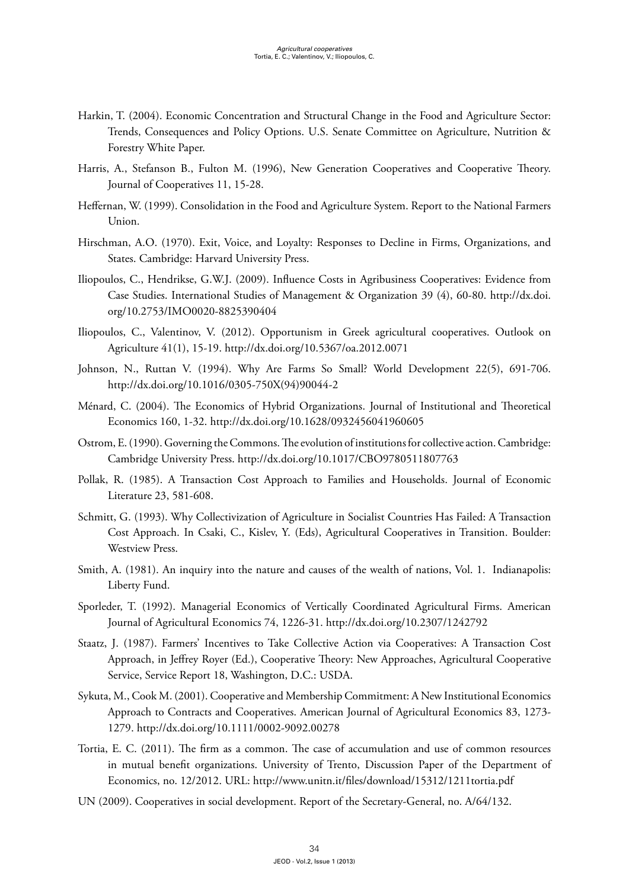Harkin, T. (2004). Economic Concentration and Structural Change in the Food and Agriculture Sector: Trends, Consequences and Policy Options. U.S. Senate Committee on Agriculture, Nutrition & Forestry White Paper.

Harris, A., Stefanson B., Fulton M. (1996), New Generation Cooperatives and Cooperative Theory. Journal of Cooperatives 11, 15-28.

Heffernan, W. (1999). Consolidation in the Food and Agriculture System. Report to the National Farmers Union.

Hirschman, A.O. (1970). Exit, Voice, and Loyalty: Responses to Decline in Firms, Organizations, and States. Cambridge: Harvard University Press.

Iliopoulos, C., Hendrikse, G.W.J. (2009). Influence Costs in Agribusiness Cooperatives: Evidence from Case Studies. International Studies of Management & Organization 39 (4), 60-80. http://dx.doi.org/10.2753/IMO0020-8825390404

Iliopoulos, C., Valentinov, V. (2012). Opportunism in Greek agricultural cooperatives. Outlook on Agriculture 41(1), 15-19. http://dx.doi.org/10.5367/oa.2012.0071

Johnson, N., Ruttan V. (1994). Why Are Farms So Small? World Development 22(5), 691-706. http://dx.doi.org/10.1016/0305-750X(94)90044-2

Ménard, C. (2004). The Economics of Hybrid Organizations. Journal of Institutional and Theoretical Economics 160, 1-32. http://dx.doi.org/10.1628/0932456041960605

Ostrom, E. (1990). Governing the Commons. The evolution of institutions for collective action. Cambridge: Cambridge University Press. http://dx.doi.org/10.1017/CBO9780511807763

Pollak, R. (1985). A Transaction Cost Approach to Families and Households. Journal of Economic Literature 23, 581-608.

Schmitt, G. (1993). Why Collectivization of Agriculture in Socialist Countries Has Failed: A Transaction Cost Approach. In Csaki, C., Kislev, Y. (Eds), Agricultural Cooperatives in Transition. Boulder: Westview Press.

Smith, A. (1981). An inquiry into the nature and causes of the wealth of nations, Vol. 1. Indianapolis: Liberty Fund.

Sporleder, T. (1992). Managerial Economics of Vertically Coordinated Agricultural Firms. American Journal of Agricultural Economics 74, 1226-31. http://dx.doi.org/10.2307/1242792

Staatz, J. (1987). Farmers' Incentives to Take Collective Action via Cooperatives: A Transaction Cost Approach, in Jeffrey Royer (Ed.), Cooperative Theory: New Approaches, Agricultural Cooperative Service, Service Report 18, Washington, D.C.: USDA.

Sykuta, M., Cook M. (2001). Cooperative and Membership Commitment: A New Institutional Economics Approach to Contracts and Cooperatives. American Journal of Agricultural Economics 83, 1273-1279. http://dx.doi.org/10.1111/0002-9092.00278

Tortia, E. C. (2011). The firm as a common. The case of accumulation and use of common resources in mutual benefit organizations. University of Trento, Discussion Paper of the Department of Economics, no. 12/2012. URL: http://www.unitn.it/files/download/15312/1211tortia.pdf

UN (2009). Cooperatives in social development. Report of the Secretary-General, no. A/64/132.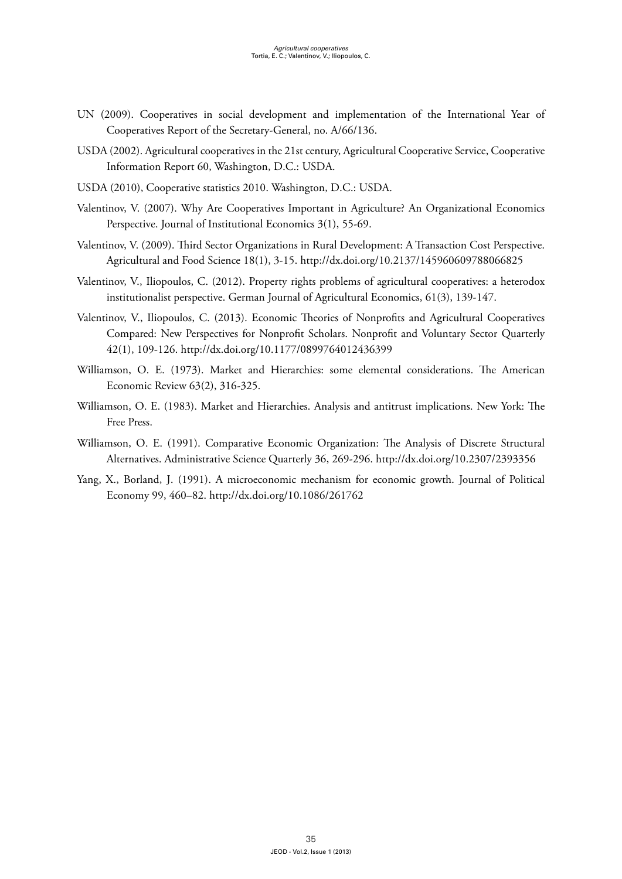UN (2009). Cooperatives in social development and implementation of the International Year of Cooperatives Report of the Secretary-General, no. A/66/136.

USDA (2002). Agricultural cooperatives in the 21st century, Agricultural Cooperative Service, Cooperative Information Report 60, Washington, D.C.: USDA.

USDA (2010), Cooperative statistics 2010. Washington, D.C.: USDA.

Valentinov, V. (2007). Why Are Cooperatives Important in Agriculture? An Organizational Economics Perspective. Journal of Institutional Economics 3(1), 55-69.

Valentinov, V. (2009). Third Sector Organizations in Rural Development: A Transaction Cost Perspective. Agricultural and Food Science 18(1), 3-15. http://dx.doi.org/10.2137/145960609788066825

Valentinov, V., Iliopoulos, C. (2012). Property rights problems of agricultural cooperatives: a heterodox institutionalist perspective. German Journal of Agricultural Economics, 61(3), 139-147.

Valentinov, V., Iliopoulos, C. (2013). Economic Theories of Nonprofits and Agricultural Cooperatives Compared: New Perspectives for Nonprofit Scholars. Nonprofit and Voluntary Sector Quarterly 42(1), 109-126. http://dx.doi.org/10.1177/0899764012436399

Williamson, O. E. (1973). Market and Hierarchies: some elemental considerations. The American Economic Review 63(2), 316-325.

Williamson, O. E. (1983). Market and Hierarchies. Analysis and antitrust implications. New York: The Free Press.

Williamson, O. E. (1991). Comparative Economic Organization: The Analysis of Discrete Structural Alternatives. Administrative Science Quarterly 36, 269-296. http://dx.doi.org/10.2307/2393356

Yang, X., Borland, J. (1991). A microeconomic mechanism for economic growth. Journal of Political Economy 99, 460–82. http://dx.doi.org/10.1086/261762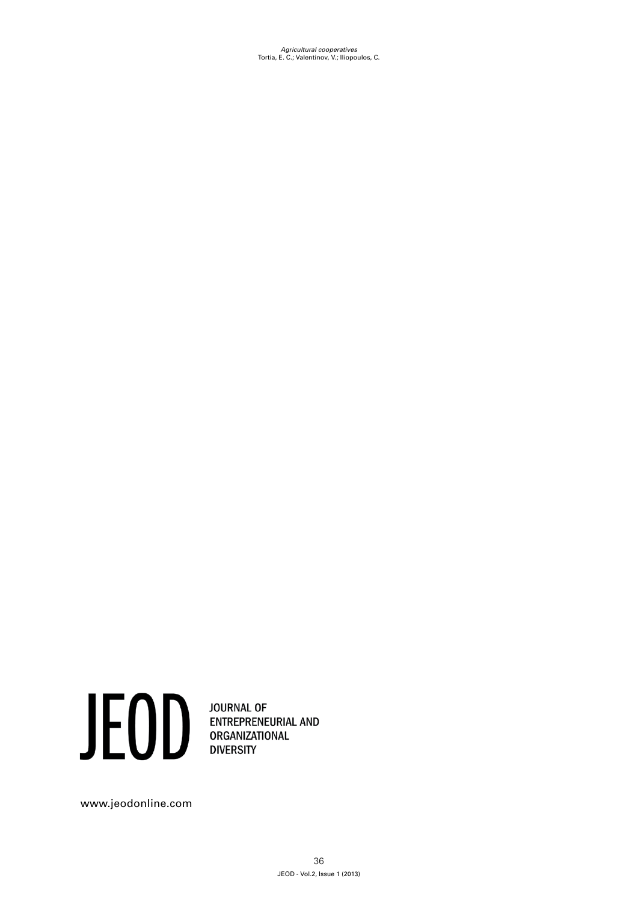JEOD

JOURNAL OF ENTREPRENEURIAL AND ORGANIZATIONAL DIVERSITY

www.jeodonline.com